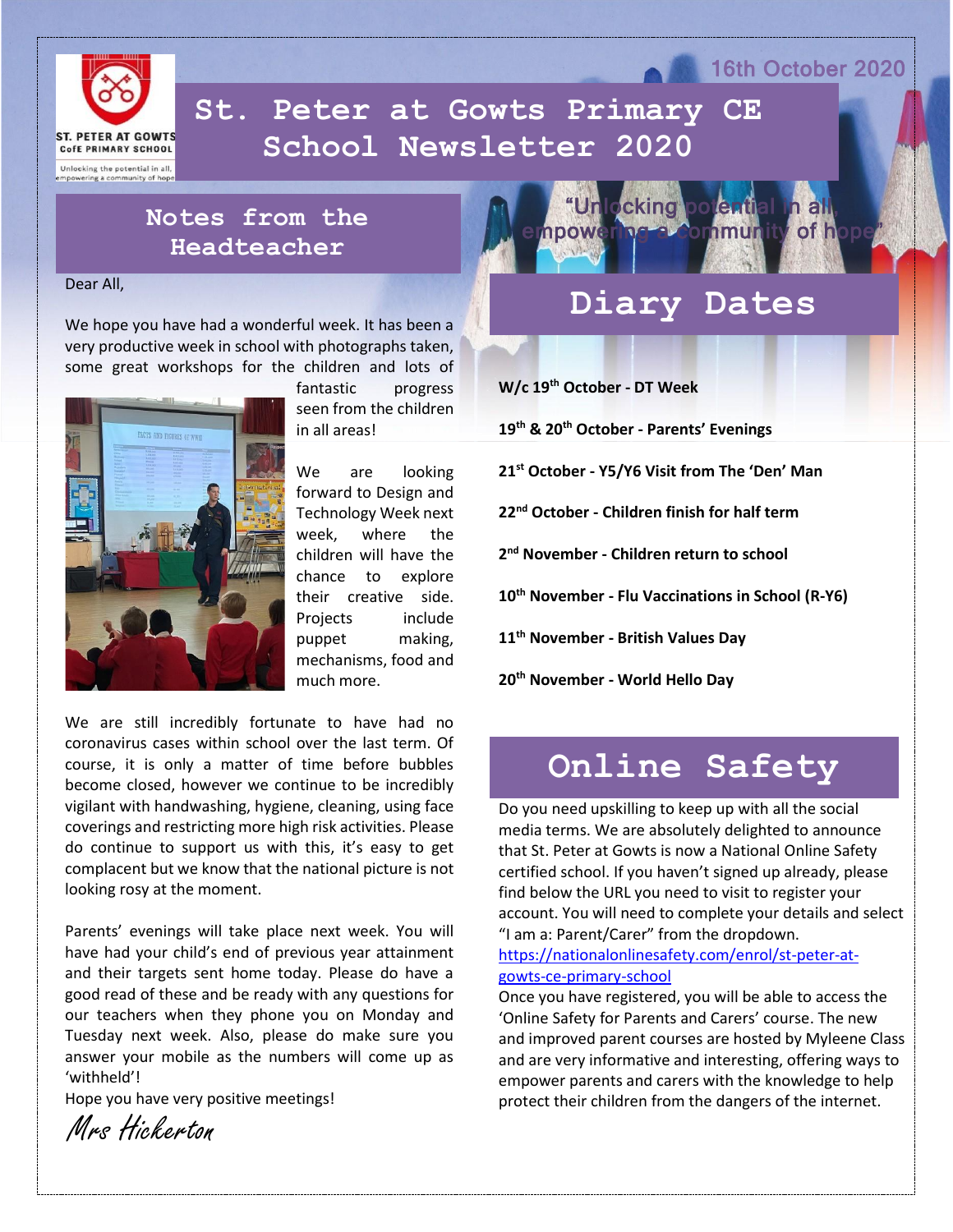16th October 2020

# St. Peter at Gowts Primary CE School Newsletter 2020

"Unlocking potential in all, empowering a community of hope"

## Notes from the Headteacher

Dear All,

We hope you have had a wonderful week. It has been a very productive week in school with photographs taken, some great workshops for the children and lots of fantastic progress seen from the children in all areas!

We are looking forward to Design and Technology Week next week, where the children will have the chance to explore their creative side. Projects include puppet making, mechanisms, food and much more.

We are still incredibly fortunate to have had no coronavirus cases within school over the last term. Of course, it is only a matter of time before bubbles become closed, however we continue to be incredibly vigilant with handwashing, hygiene, cleaning, using face coverings and restricting more high risk activities. Please do continue to support us with this, it's easy to get complacent but we know that the national picture is not looking rosy at the moment.

Parents' evenings will take place next week. You will have had your child's end of previous year attainment and their targets sent home today. Please do have a good read of these and be ready with any questions for our teachers when they phone you on Monday and Tuesday next week. Also, please do make sure you answer your mobile as the numbers will come up as 'withheld'!

Hope you have very positive meetings!

*Mrs Hickerton*

## Diary Dates

**W/c 19th October - DT Week**

**19th & 20th October - Parents' Evenings**

**21st October - Y5/Y6 Visit from The 'Den' Man**

**22nd October - Children finish for half term**

**2nd November - Children return to school**

**10th November - Flu Vaccinations in School (R-Y6)**

**11th November - British Values Day**

**20th November - World Hello Day**

## Online Safety

Do you need upskilling to keep up with all the social media terms. We are absolutely delighted to announce that St. Peter at Gowts is now a National Online Safety certified school. If you haven't signed up already, please find below the URL you need to visit to register your account. You will need to complete your details and select "I am a: Parent/Carer" from the dropdown.

https://nationalonlinesafety.com/enrol/st-peter-at-gowts-ce-primary-school

Once you have registered, you will be able to access the 'Online Safety for Parents and Carers' course. The new and improved parent courses are hosted by Myleene Class and are very informative and interesting, offering ways to empower parents and carers with the knowledge to help protect their children from the dangers of the internet.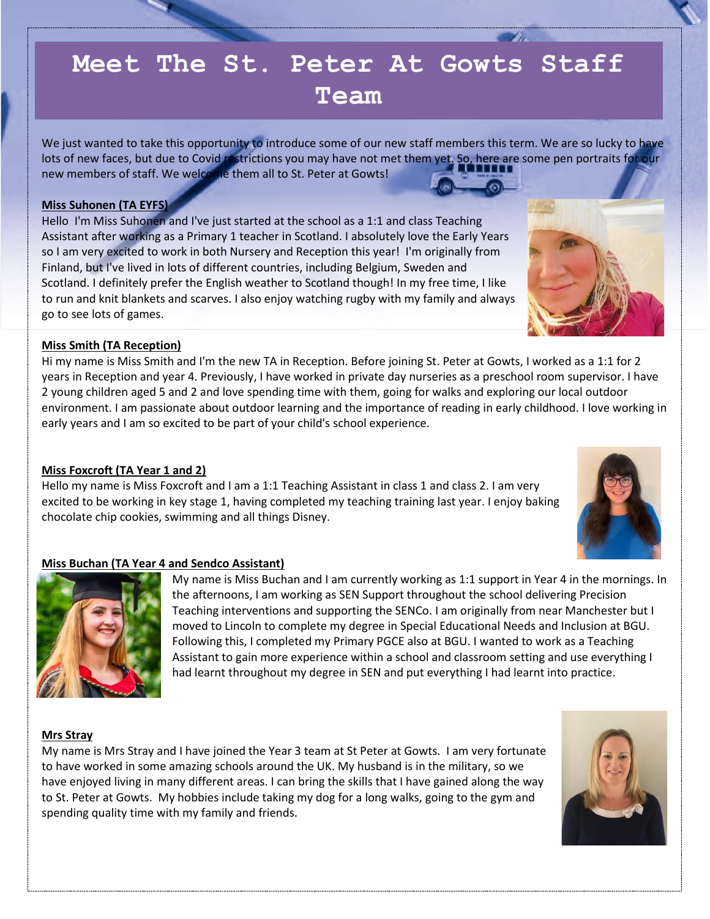# Meet The St. Peter At Gowts Staff Team

We just wanted to take this opportunity to introduce some of our new staff members this term. We are so lucky to have lots of new faces, but due to Covid restrictions you may have not met them yet. So, here are some pen portraits for our new members of staff. We welcome them all to St. Peter at Gowts!

**Miss Suhonen (TA EYFS)**

Hello I'm Miss Suhonen and I've just started at the school as a 1:1 and class Teaching Assistant after working as a Primary 1 teacher in Scotland. I absolutely love the Early Years so I am very excited to work in both Nursery and Reception this year! I'm originally from Finland, but I've lived in lots of different countries, including Belgium, Sweden and Scotland. I definitely prefer the English weather to Scotland though! In my free time, I like to run and knit blankets and scarves. I also enjoy watching rugby with my family and always go to see lots of games.

**Miss Smith (TA Reception)**

Hi my name is Miss Smith and I'm the new TA in Reception. Before joining St. Peter at Gowts, I worked as a 1:1 for 2 years in Reception and year 4. Previously, I have worked in private day nurseries as a preschool room supervisor. I have 2 young children aged 5 and 2 and love spending time with them, going for walks and exploring our local outdoor environment. I am passionate about outdoor learning and the importance of reading in early childhood. I love working in early years and I am so excited to be part of your child's school experience.

**Miss Foxcroft (TA Year 1 and 2)**

Hello my name is Miss Foxcroft and I am a 1:1 Teaching Assistant in class 1 and class 2. I am very excited to be working in key stage 1, having completed my teaching training last year. I enjoy baking chocolate chip cookies, swimming and all things Disney.

**Miss Buchan (TA Year 4 and Sendco Assistant)**

My name is Miss Buchan and I am currently working as 1:1 support in Year 4 in the mornings. In the afternoons, I am working as SEN Support throughout the school delivering Precision Teaching interventions and supporting the SENCo. I am originally from near Manchester but I moved to Lincoln to complete my degree in Special Educational Needs and Inclusion at BGU. Following this, I completed my Primary PGCE also at BGU. I wanted to work as a Teaching Assistant to gain more experience within a school and classroom setting and use everything I had learnt throughout my degree in SEN and put everything I had learnt into practice.

**Mrs Stray**

My name is Mrs Stray and I have joined the Year 3 team at St Peter at Gowts. I am very fortunate to have worked in some amazing schools around the UK. My husband is in the military, so we have enjoyed living in many different areas. I can bring the skills that I have gained along the way to St. Peter at Gowts. My hobbies include taking my dog for a long walks, going to the gym and spending quality time with my family and friends.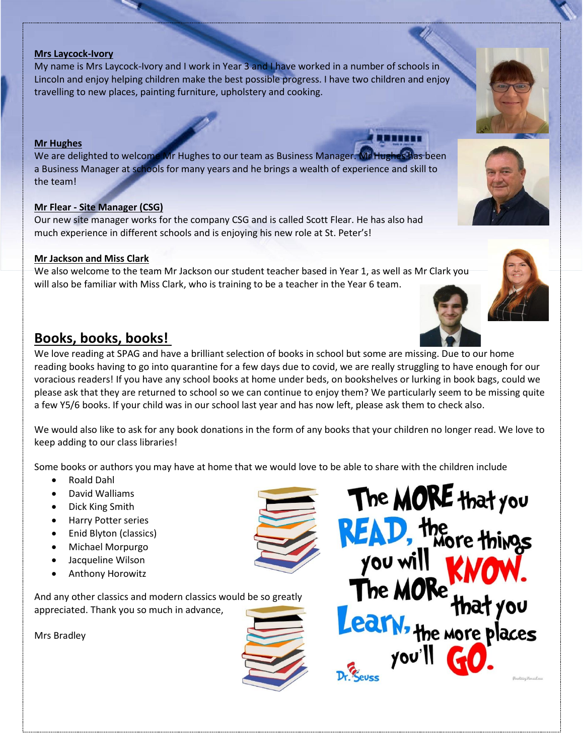**Mrs Laycock-Ivory**

My name is Mrs Laycock-Ivory and I work in Year 3 and I have worked in a number of schools in Lincoln and enjoy helping children make the best possible progress. I have two children and enjoy travelling to new places, painting furniture, upholstery and cooking.

**Mr Hughes**

We are delighted to welcome Mr Hughes to our team as Business Manager. Mr Hughes has been a Business Manager at schools for many years and he brings a wealth of experience and skill to the team!

**Mr Flear - Site Manager (CSG)**

Our new site manager works for the company CSG and is called Scott Flear. He has also had much experience in different schools and is enjoying his new role at St. Peter's!

**Mr Jackson and Miss Clark**

We also welcome to the team Mr Jackson our student teacher based in Year 1, as well as Mr Clark you will also be familiar with Miss Clark, who is training to be a teacher in the Year 6 team.

## Books, books, books!

We love reading at SPAG and have a brilliant selection of books in school but some are missing. Due to our home reading books having to go into quarantine for a few days due to covid, we are really struggling to have enough for our voracious readers! If you have any school books at home under beds, on bookshelves or lurking in book bags, could we please ask that they are returned to school so we can continue to enjoy them? We particularly seem to be missing quite a few Y5/6 books. If your child was in our school last year and has now left, please ask them to check also.

We would also like to ask for any book donations in the form of any books that your children no longer read. We love to keep adding to our class libraries!

Some books or authors you may have at home that we would love to be able to share with the children include

- Roald Dahl
- David Walliams
- Dick King Smith
- Harry Potter series
- Enid Blyton (classics)
- Michael Morpurgo
- Jacqueline Wilson
- Anthony Horowitz

And any other classics and modern classics would be so greatly appreciated. Thank you so much in advance,

Mrs Bradley

The MORE that you READ, the more things you will KNOW. The MORe that you Learn, the more places you'll GO.

Dr. Seuss